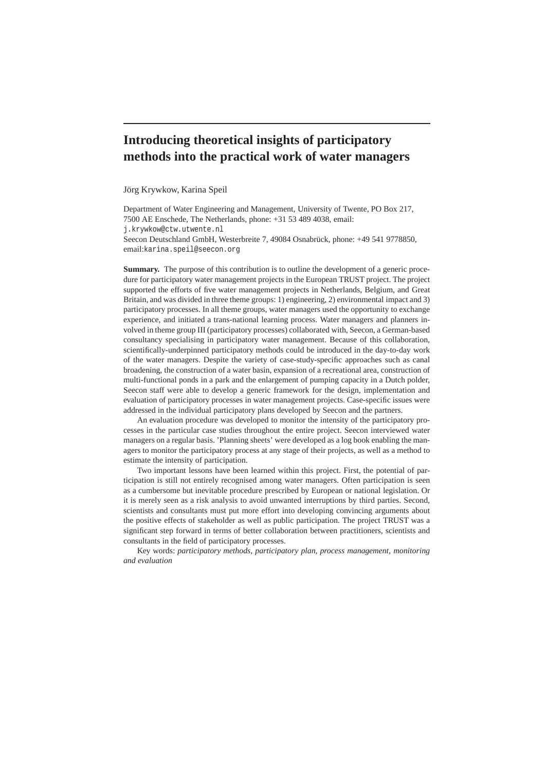# Introducing theoretical insights of participatory methods into the practical work of water managers

Jörg Krywkow, Karina Speil

Department of Water Engineering and Management, University of Twente, PO Box 217, 7500 AE Enschede, The Netherlands, phone: +31 53 489 4038, email: j.krywkow@ctw.utwente.nl
Seecon Deutschland GmbH, Westerbreite 7, 49084 Osnabrück, phone: +49 541 9778850, email:karina.speil@seecon.org

**Summary.** The purpose of this contribution is to outline the development of a generic procedure for participatory water management projects in the European TRUST project. The project supported the efforts of five water management projects in Netherlands, Belgium, and Great Britain, and was divided in three theme groups: 1) engineering, 2) environmental impact and 3) participatory processes. In all theme groups, water managers used the opportunity to exchange experience, and initiated a trans-national learning process. Water managers and planners involved in theme group III (participatory processes) collaborated with, Seecon, a German-based consultancy specialising in participatory water management. Because of this collaboration, scientifically-underpinned participatory methods could be introduced in the day-to-day work of the water managers. Despite the variety of case-study-specific approaches such as canal broadening, the construction of a water basin, expansion of a recreational area, construction of multi-functional ponds in a park and the enlargement of pumping capacity in a Dutch polder, Seecon staff were able to develop a generic framework for the design, implementation and evaluation of participatory processes in water management projects. Case-specific issues were addressed in the individual participatory plans developed by Seecon and the partners.

An evaluation procedure was developed to monitor the intensity of the participatory processes in the particular case studies throughout the entire project. Seecon interviewed water managers on a regular basis. 'Planning sheets' were developed as a log book enabling the managers to monitor the participatory process at any stage of their projects, as well as a method to estimate the intensity of participation.

Two important lessons have been learned within this project. First, the potential of participation is still not entirely recognised among water managers. Often participation is seen as a cumbersome but inevitable procedure prescribed by European or national legislation. Or it is merely seen as a risk analysis to avoid unwanted interruptions by third parties. Second, scientists and consultants must put more effort into developing convincing arguments about the positive effects of stakeholder as well as public participation. The project TRUST was a significant step forward in terms of better collaboration between practitioners, scientists and consultants in the field of participatory processes.

Key words: *participatory methods, participatory plan, process management, monitoring and evaluation*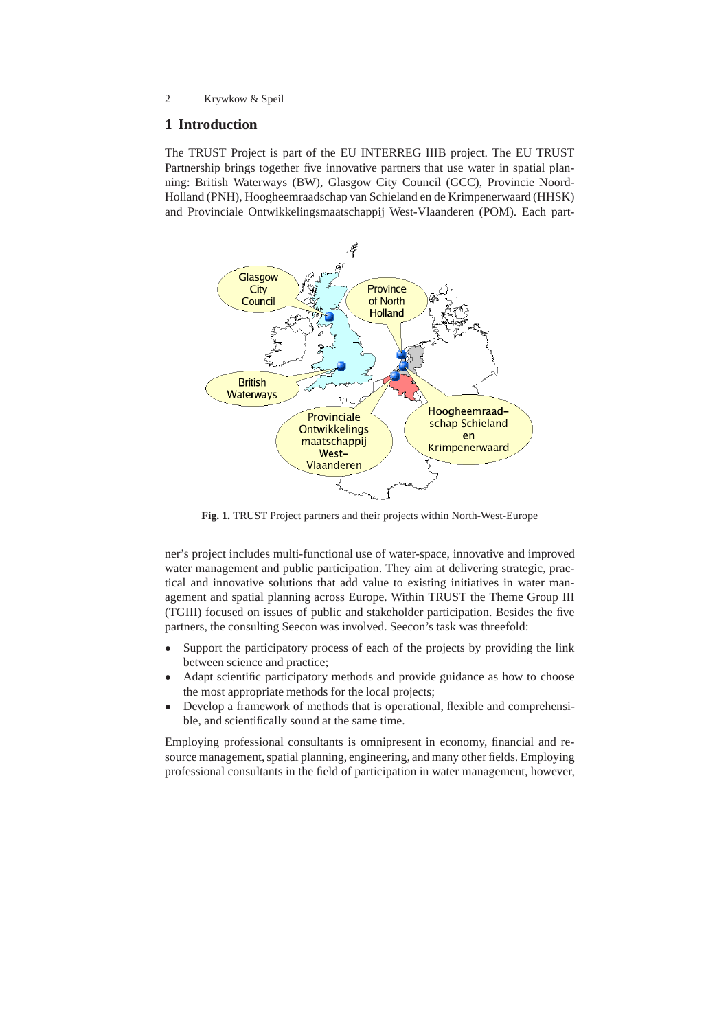## 1 Introduction

The TRUST Project is part of the EU INTERREG IIIB project. The EU TRUST Partnership brings together five innovative partners that use water in spatial planning: British Waterways (BW), Glasgow City Council (GCC), Provincie Noord-Holland (PNH), Hoogheemraadschap van Schieland en de Krimpenerwaard (HHSK) and Provinciale Ontwikkelingsmaatschappij West-Vlaanderen (POM). Each partner's project includes multi-functional use of water-space, innovative and improved water management and public participation. They aim at delivering strategic, practical and innovative solutions that add value to existing initiatives in water management and spatial planning across Europe. Within TRUST the Theme Group III (TGIII) focused on issues of public and stakeholder participation. Besides the five partners, the consulting Seecon was involved. Seecon's task was threefold:

**Fig. 1.** TRUST Project partners and their projects within North-West-Europe

- Support the participatory process of each of the projects by providing the link between science and practice;
- Adapt scientific participatory methods and provide guidance as how to choose the most appropriate methods for the local projects;
- Develop a framework of methods that is operational, flexible and comprehensible, and scientifically sound at the same time.

Employing professional consultants is omnipresent in economy, financial and resource management, spatial planning, engineering, and many other fields. Employing professional consultants in the field of participation in water management, however,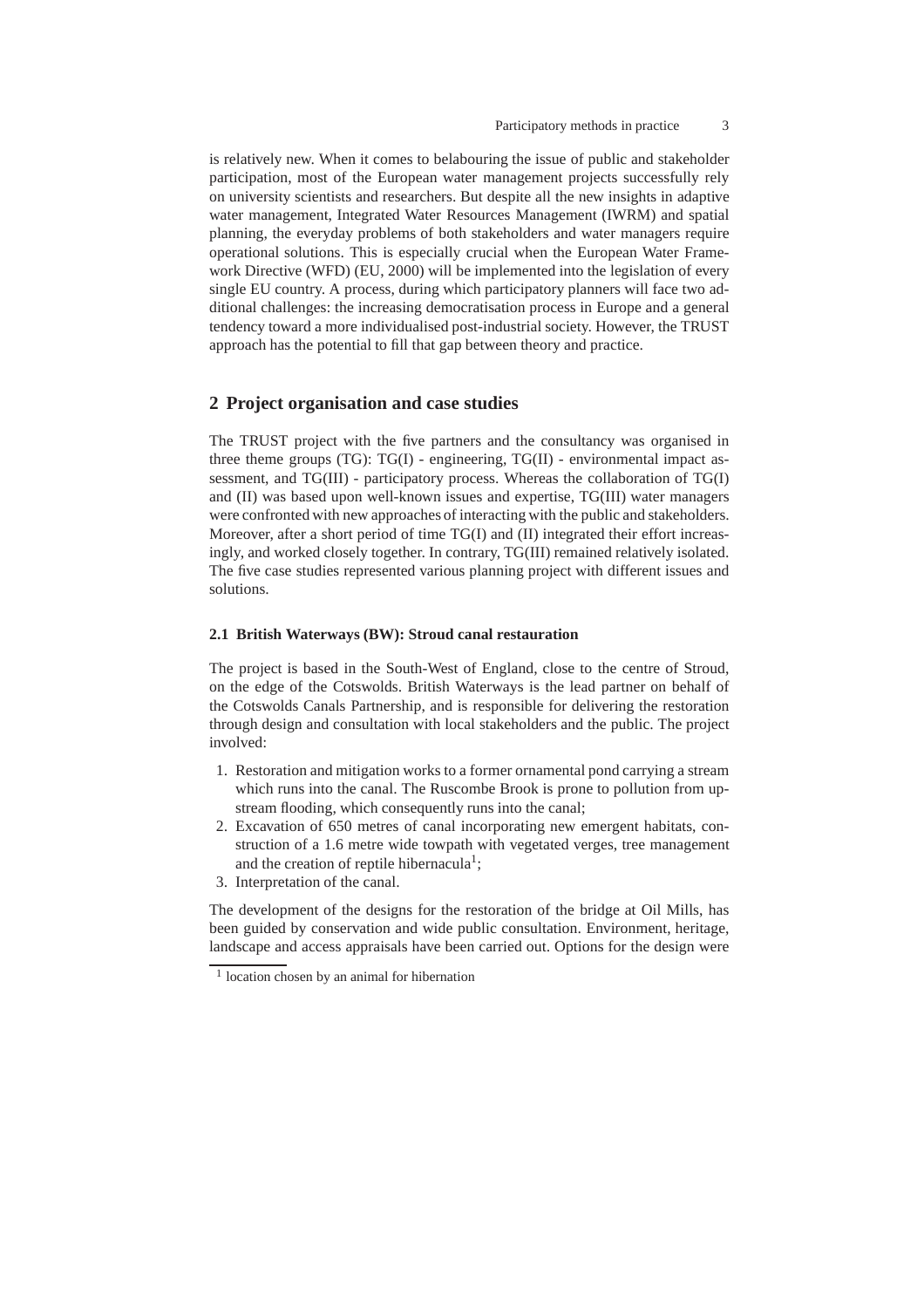is relatively new. When it comes to belabouring the issue of public and stakeholder participation, most of the European water management projects successfully rely on university scientists and researchers. But despite all the new insights in adaptive water management, Integrated Water Resources Management (IWRM) and spatial planning, the everyday problems of both stakeholders and water managers require operational solutions. This is especially crucial when the European Water Framework Directive (WFD) (EU, 2000) will be implemented into the legislation of every single EU country. A process, during which participatory planners will face two additional challenges: the increasing democratisation process in Europe and a general tendency toward a more individualised post-industrial society. However, the TRUST approach has the potential to fill that gap between theory and practice.

## 2 Project organisation and case studies

The TRUST project with the five partners and the consultancy was organised in three theme groups (TG): TG(I) - engineering, TG(II) - environmental impact assessment, and TG(III) - participatory process. Whereas the collaboration of TG(I) and (II) was based upon well-known issues and expertise, TG(III) water managers were confronted with new approaches of interacting with the public and stakeholders. Moreover, after a short period of time TG(I) and (II) integrated their effort increasingly, and worked closely together. In contrary, TG(III) remained relatively isolated. The five case studies represented various planning project with different issues and solutions.

### 2.1 British Waterways (BW): Stroud canal restauration

The project is based in the South-West of England, close to the centre of Stroud, on the edge of the Cotswolds. British Waterways is the lead partner on behalf of the Cotswolds Canals Partnership, and is responsible for delivering the restoration through design and consultation with local stakeholders and the public. The project involved:

1. Restoration and mitigation works to a former ornamental pond carrying a stream which runs into the canal. The Ruscombe Brook is prone to pollution from upstream flooding, which consequently runs into the canal;
2. Excavation of 650 metres of canal incorporating new emergent habitats, construction of a 1.6 metre wide towpath with vegetated verges, tree management and the creation of reptile hibernacula[1];
3. Interpretation of the canal.

The development of the designs for the restoration of the bridge at Oil Mills, has been guided by conservation and wide public consultation. Environment, heritage, landscape and access appraisals have been carried out. Options for the design were

[1] location chosen by an animal for hibernation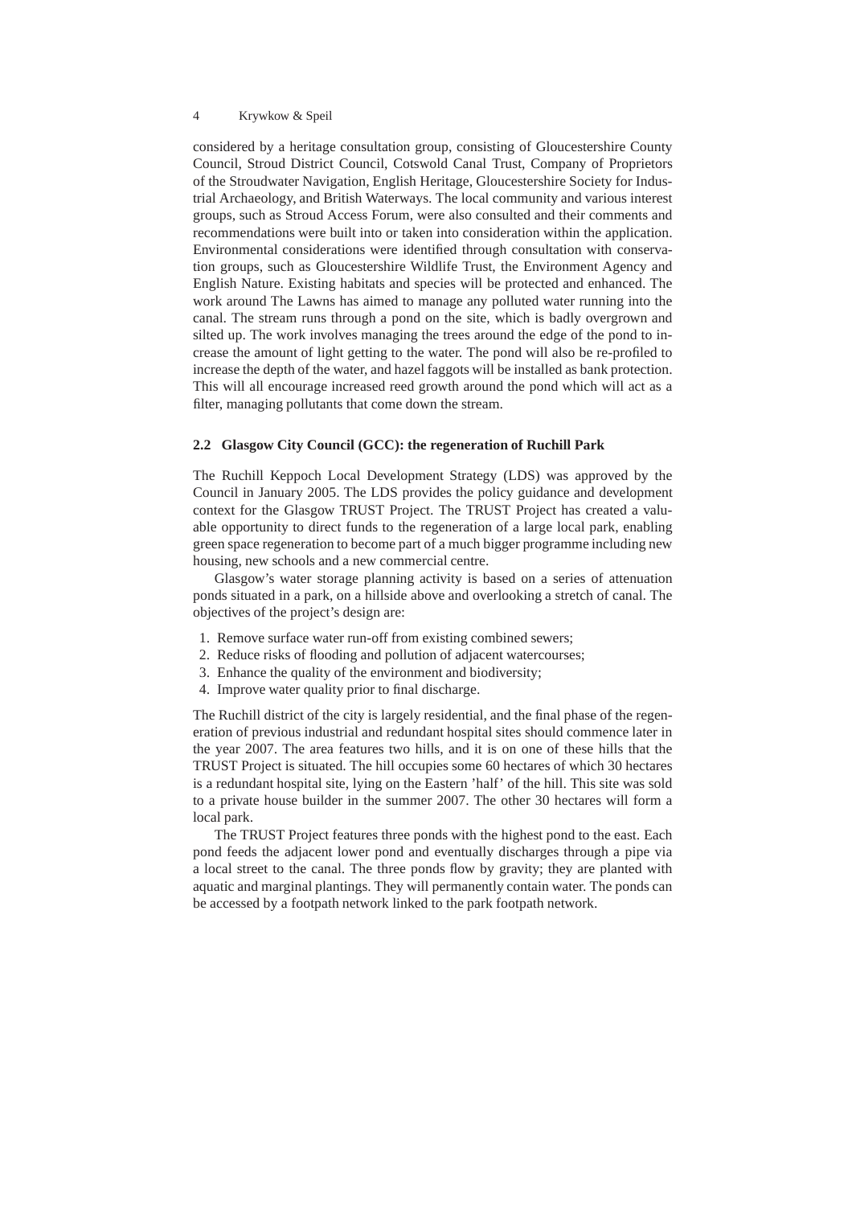considered by a heritage consultation group, consisting of Gloucestershire County Council, Stroud District Council, Cotswold Canal Trust, Company of Proprietors of the Stroudwater Navigation, English Heritage, Gloucestershire Society for Industrial Archaeology, and British Waterways. The local community and various interest groups, such as Stroud Access Forum, were also consulted and their comments and recommendations were built into or taken into consideration within the application. Environmental considerations were identified through consultation with conservation groups, such as Gloucestershire Wildlife Trust, the Environment Agency and English Nature. Existing habitats and species will be protected and enhanced. The work around The Lawns has aimed to manage any polluted water running into the canal. The stream runs through a pond on the site, which is badly overgrown and silted up. The work involves managing the trees around the edge of the pond to increase the amount of light getting to the water. The pond will also be re-profiled to increase the depth of the water, and hazel faggots will be installed as bank protection. This will all encourage increased reed growth around the pond which will act as a filter, managing pollutants that come down the stream.

### 2.2 Glasgow City Council (GCC): the regeneration of Ruchill Park

The Ruchill Keppoch Local Development Strategy (LDS) was approved by the Council in January 2005. The LDS provides the policy guidance and development context for the Glasgow TRUST Project. The TRUST Project has created a valuable opportunity to direct funds to the regeneration of a large local park, enabling green space regeneration to become part of a much bigger programme including new housing, new schools and a new commercial centre.

Glasgow's water storage planning activity is based on a series of attenuation ponds situated in a park, on a hillside above and overlooking a stretch of canal. The objectives of the project's design are:

1. Remove surface water run-off from existing combined sewers;
2. Reduce risks of flooding and pollution of adjacent watercourses;
3. Enhance the quality of the environment and biodiversity;
4. Improve water quality prior to final discharge.

The Ruchill district of the city is largely residential, and the final phase of the regeneration of previous industrial and redundant hospital sites should commence later in the year 2007. The area features two hills, and it is on one of these hills that the TRUST Project is situated. The hill occupies some 60 hectares of which 30 hectares is a redundant hospital site, lying on the Eastern 'half' of the hill. This site was sold to a private house builder in the summer 2007. The other 30 hectares will form a local park.

The TRUST Project features three ponds with the highest pond to the east. Each pond feeds the adjacent lower pond and eventually discharges through a pipe via a local street to the canal. The three ponds flow by gravity; they are planted with aquatic and marginal plantings. They will permanently contain water. The ponds can be accessed by a footpath network linked to the park footpath network.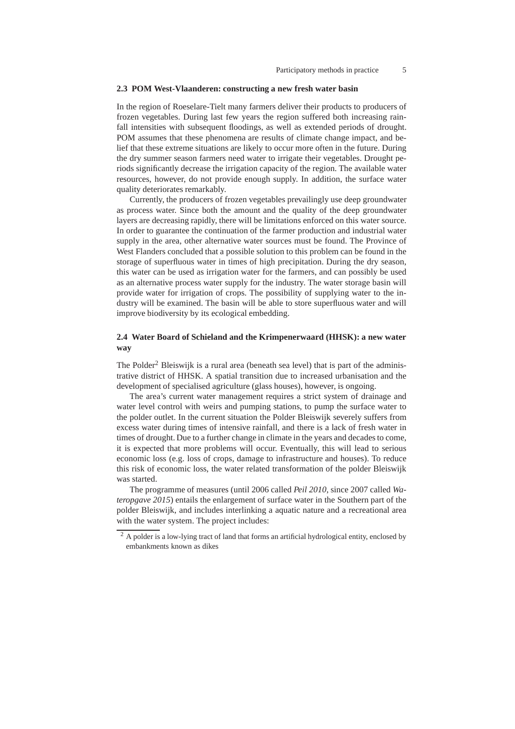### 2.3 POM West-Vlaanderen: constructing a new fresh water basin

In the region of Roeselare-Tielt many farmers deliver their products to producers of frozen vegetables. During last few years the region suffered both increasing rainfall intensities with subsequent floodings, as well as extended periods of drought. POM assumes that these phenomena are results of climate change impact, and belief that these extreme situations are likely to occur more often in the future. During the dry summer season farmers need water to irrigate their vegetables. Drought periods significantly decrease the irrigation capacity of the region. The available water resources, however, do not provide enough supply. In addition, the surface water quality deteriorates remarkably.

Currently, the producers of frozen vegetables prevailingly use deep groundwater as process water. Since both the amount and the quality of the deep groundwater layers are decreasing rapidly, there will be limitations enforced on this water source. In order to guarantee the continuation of the farmer production and industrial water supply in the area, other alternative water sources must be found. The Province of West Flanders concluded that a possible solution to this problem can be found in the storage of superfluous water in times of high precipitation. During the dry season, this water can be used as irrigation water for the farmers, and can possibly be used as an alternative process water supply for the industry. The water storage basin will provide water for irrigation of crops. The possibility of supplying water to the industry will be examined. The basin will be able to store superfluous water and will improve biodiversity by its ecological embedding.

### 2.4 Water Board of Schieland and the Krimpenerwaard (HHSK): a new water way

The Polder[2] Bleiswijk is a rural area (beneath sea level) that is part of the administrative district of HHSK. A spatial transition due to increased urbanisation and the development of specialised agriculture (glass houses), however, is ongoing.

The area's current water management requires a strict system of drainage and water level control with weirs and pumping stations, to pump the surface water to the polder outlet. In the current situation the Polder Bleiswijk severely suffers from excess water during times of intensive rainfall, and there is a lack of fresh water in times of drought. Due to a further change in climate in the years and decades to come, it is expected that more problems will occur. Eventually, this will lead to serious economic loss (e.g. loss of crops, damage to infrastructure and houses). To reduce this risk of economic loss, the water related transformation of the polder Bleiswijk was started.

The programme of measures (until 2006 called *Peil 2010*, since 2007 called *Wateropgave 2015*) entails the enlargement of surface water in the Southern part of the polder Bleiswijk, and includes interlinking a aquatic nature and a recreational area with the water system. The project includes:

[2] A polder is a low-lying tract of land that forms an artificial hydrological entity, enclosed by embankments known as dikes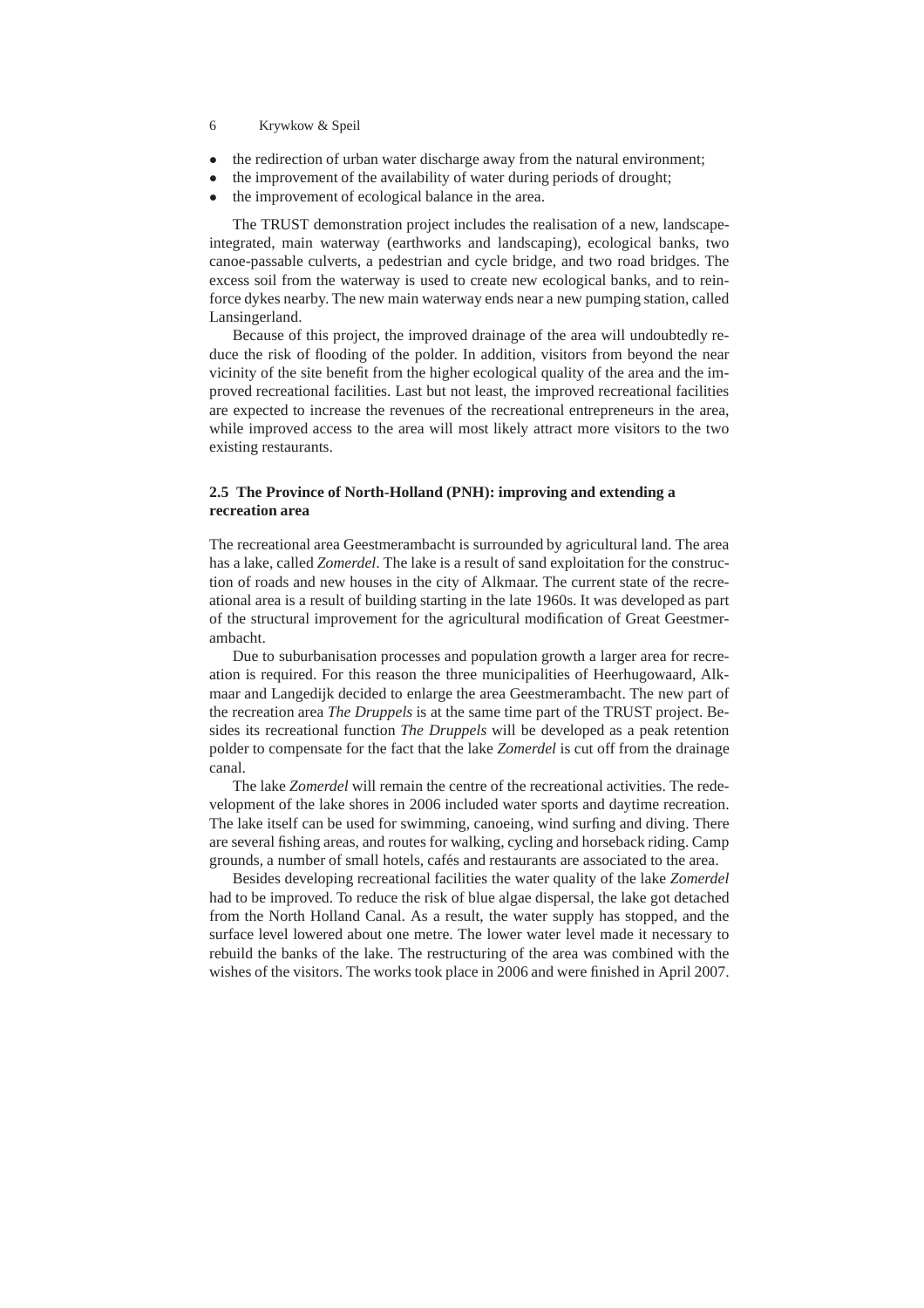- the redirection of urban water discharge away from the natural environment;
- the improvement of the availability of water during periods of drought;
- the improvement of ecological balance in the area.

The TRUST demonstration project includes the realisation of a new, landscape-integrated, main waterway (earthworks and landscaping), ecological banks, two canoe-passable culverts, a pedestrian and cycle bridge, and two road bridges. The excess soil from the waterway is used to create new ecological banks, and to reinforce dykes nearby. The new main waterway ends near a new pumping station, called Lansingerland.

Because of this project, the improved drainage of the area will undoubtedly reduce the risk of flooding of the polder. In addition, visitors from beyond the near vicinity of the site benefit from the higher ecological quality of the area and the improved recreational facilities. Last but not least, the improved recreational facilities are expected to increase the revenues of the recreational entrepreneurs in the area, while improved access to the area will most likely attract more visitors to the two existing restaurants.

### 2.5 The Province of North-Holland (PNH): improving and extending a recreation area

The recreational area Geestmerambacht is surrounded by agricultural land. The area has a lake, called *Zomerdel*. The lake is a result of sand exploitation for the construction of roads and new houses in the city of Alkmaar. The current state of the recreational area is a result of building starting in the late 1960s. It was developed as part of the structural improvement for the agricultural modification of Great Geestmerambacht.

Due to suburbanisation processes and population growth a larger area for recreation is required. For this reason the three municipalities of Heerhugowaard, Alkmaar and Langedijk decided to enlarge the area Geestmerambacht. The new part of the recreation area *The Druppels* is at the same time part of the TRUST project. Besides its recreational function *The Druppels* will be developed as a peak retention polder to compensate for the fact that the lake *Zomerdel* is cut off from the drainage canal.

The lake *Zomerdel* will remain the centre of the recreational activities. The redevelopment of the lake shores in 2006 included water sports and daytime recreation. The lake itself can be used for swimming, canoeing, wind surfing and diving. There are several fishing areas, and routes for walking, cycling and horseback riding. Camp grounds, a number of small hotels, cafés and restaurants are associated to the area.

Besides developing recreational facilities the water quality of the lake *Zomerdel* had to be improved. To reduce the risk of blue algae dispersal, the lake got detached from the North Holland Canal. As a result, the water supply has stopped, and the surface level lowered about one metre. The lower water level made it necessary to rebuild the banks of the lake. The restructuring of the area was combined with the wishes of the visitors. The works took place in 2006 and were finished in April 2007.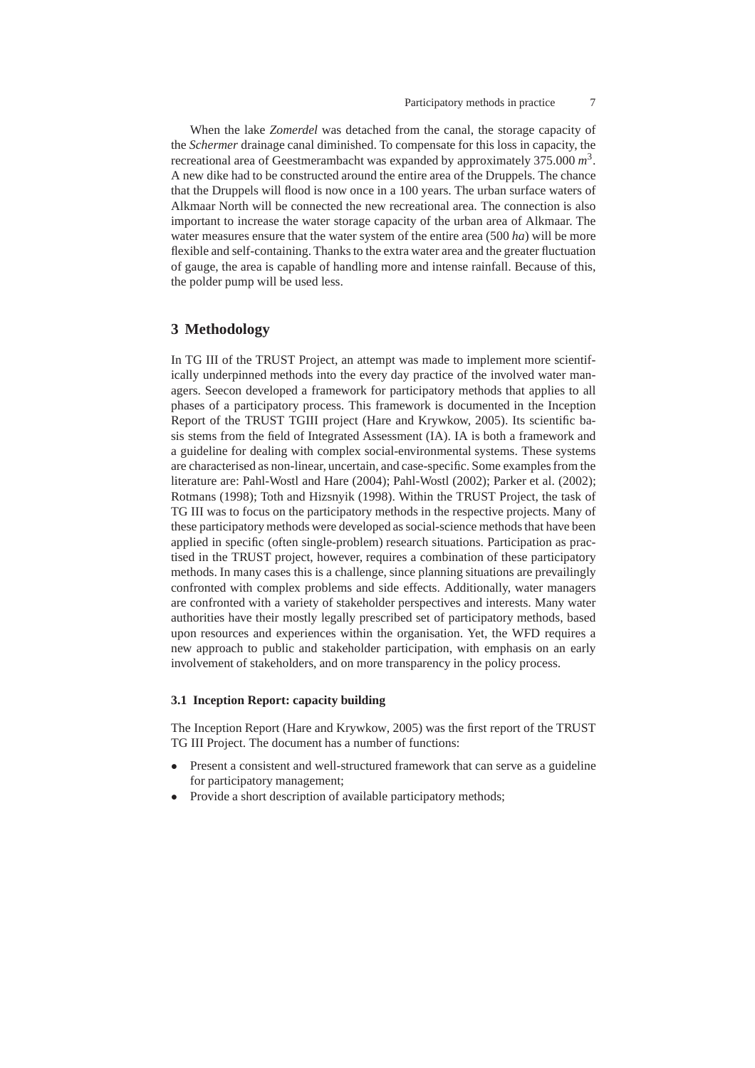When the lake *Zomerdel* was detached from the canal, the storage capacity of the *Schermer* drainage canal diminished. To compensate for this loss in capacity, the recreational area of Geestmerambacht was expanded by approximately 375.000 $m^3$. A new dike had to be constructed around the entire area of the Druppels. The chance that the Druppels will flood is now once in a 100 years. The urban surface waters of Alkmaar North will be connected the new recreational area. The connection is also important to increase the water storage capacity of the urban area of Alkmaar. The water measures ensure that the water system of the entire area (500 *ha*) will be more flexible and self-containing. Thanks to the extra water area and the greater fluctuation of gauge, the area is capable of handling more and intense rainfall. Because of this, the polder pump will be used less.

## 3 Methodology

In TG III of the TRUST Project, an attempt was made to implement more scientifically underpinned methods into the every day practice of the involved water managers. Seecon developed a framework for participatory methods that applies to all phases of a participatory process. This framework is documented in the Inception Report of the TRUST TGIII project (Hare and Krywkow, 2005). Its scientific basis stems from the field of Integrated Assessment (IA). IA is both a framework and a guideline for dealing with complex social-environmental systems. These systems are characterised as non-linear, uncertain, and case-specific. Some examples from the literature are: Pahl-Wostl and Hare (2004); Pahl-Wostl (2002); Parker et al. (2002); Rotmans (1998); Toth and Hizsnyik (1998). Within the TRUST Project, the task of TG III was to focus on the participatory methods in the respective projects. Many of these participatory methods were developed as social-science methods that have been applied in specific (often single-problem) research situations. Participation as practised in the TRUST project, however, requires a combination of these participatory methods. In many cases this is a challenge, since planning situations are prevailingly confronted with complex problems and side effects. Additionally, water managers are confronted with a variety of stakeholder perspectives and interests. Many water authorities have their mostly legally prescribed set of participatory methods, based upon resources and experiences within the organisation. Yet, the WFD requires a new approach to public and stakeholder participation, with emphasis on an early involvement of stakeholders, and on more transparency in the policy process.

### 3.1 Inception Report: capacity building

The Inception Report (Hare and Krywkow, 2005) was the first report of the TRUST TG III Project. The document has a number of functions:

- Present a consistent and well-structured framework that can serve as a guideline for participatory management;
- Provide a short description of available participatory methods;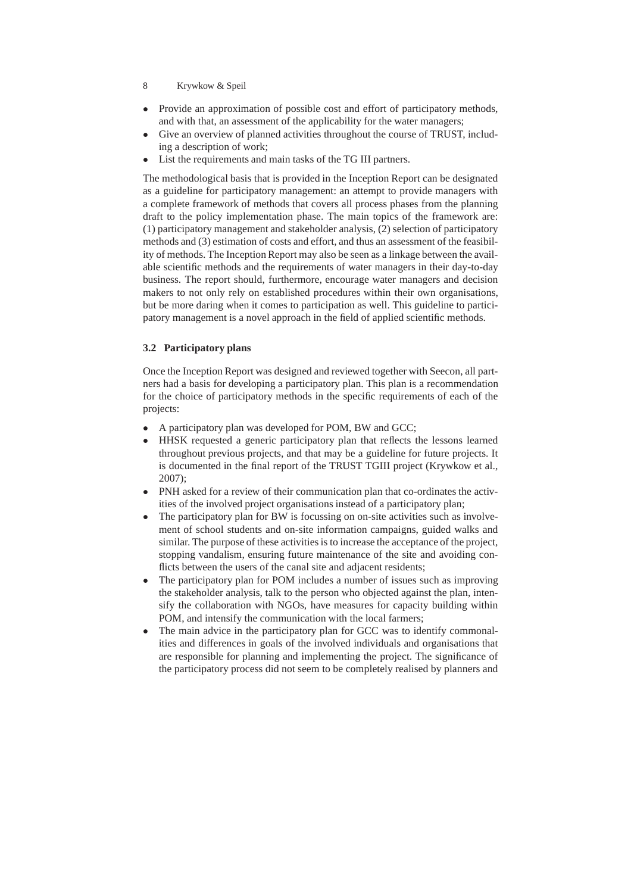- Provide an approximation of possible cost and effort of participatory methods, and with that, an assessment of the applicability for the water managers;
- Give an overview of planned activities throughout the course of TRUST, including a description of work;
- List the requirements and main tasks of the TG III partners.

The methodological basis that is provided in the Inception Report can be designated as a guideline for participatory management: an attempt to provide managers with a complete framework of methods that covers all process phases from the planning draft to the policy implementation phase. The main topics of the framework are: (1) participatory management and stakeholder analysis, (2) selection of participatory methods and (3) estimation of costs and effort, and thus an assessment of the feasibility of methods. The Inception Report may also be seen as a linkage between the available scientific methods and the requirements of water managers in their day-to-day business. The report should, furthermore, encourage water managers and decision makers to not only rely on established procedures within their own organisations, but be more daring when it comes to participation as well. This guideline to participatory management is a novel approach in the field of applied scientific methods.

### 3.2 Participatory plans

Once the Inception Report was designed and reviewed together with Seecon, all partners had a basis for developing a participatory plan. This plan is a recommendation for the choice of participatory methods in the specific requirements of each of the projects:

- A participatory plan was developed for POM, BW and GCC;
- HHSK requested a generic participatory plan that reflects the lessons learned throughout previous projects, and that may be a guideline for future projects. It is documented in the final report of the TRUST TGIII project (Krywkow et al., 2007);
- PNH asked for a review of their communication plan that co-ordinates the activities of the involved project organisations instead of a participatory plan;
- The participatory plan for BW is focussing on on-site activities such as involvement of school students and on-site information campaigns, guided walks and similar. The purpose of these activities is to increase the acceptance of the project, stopping vandalism, ensuring future maintenance of the site and avoiding conflicts between the users of the canal site and adjacent residents;
- The participatory plan for POM includes a number of issues such as improving the stakeholder analysis, talk to the person who objected against the plan, intensify the collaboration with NGOs, have measures for capacity building within POM, and intensify the communication with the local farmers;
- The main advice in the participatory plan for GCC was to identify commonalities and differences in goals of the involved individuals and organisations that are responsible for planning and implementing the project. The significance of the participatory process did not seem to be completely realised by planners and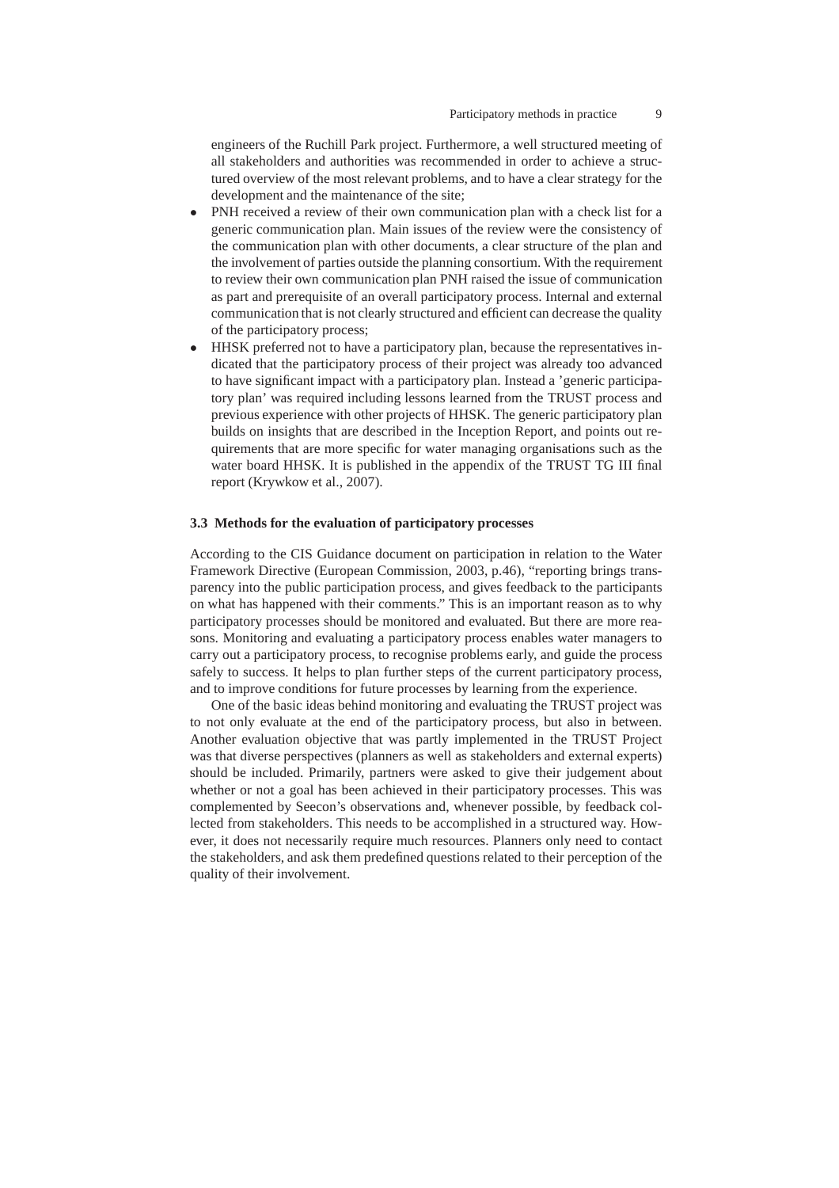engineers of the Ruchill Park project. Furthermore, a well structured meeting of all stakeholders and authorities was recommended in order to achieve a structured overview of the most relevant problems, and to have a clear strategy for the development and the maintenance of the site;

- PNH received a review of their own communication plan with a check list for a generic communication plan. Main issues of the review were the consistency of the communication plan with other documents, a clear structure of the plan and the involvement of parties outside the planning consortium. With the requirement to review their own communication plan PNH raised the issue of communication as part and prerequisite of an overall participatory process. Internal and external communication that is not clearly structured and efficient can decrease the quality of the participatory process;
- HHSK preferred not to have a participatory plan, because the representatives indicated that the participatory process of their project was already too advanced to have significant impact with a participatory plan. Instead a 'generic participatory plan' was required including lessons learned from the TRUST process and previous experience with other projects of HHSK. The generic participatory plan builds on insights that are described in the Inception Report, and points out requirements that are more specific for water managing organisations such as the water board HHSK. It is published in the appendix of the TRUST TG III final report (Krywkow et al., 2007).

### 3.3 Methods for the evaluation of participatory processes

According to the CIS Guidance document on participation in relation to the Water Framework Directive (European Commission, 2003, p.46), "reporting brings transparency into the public participation process, and gives feedback to the participants on what has happened with their comments." This is an important reason as to why participatory processes should be monitored and evaluated. But there are more reasons. Monitoring and evaluating a participatory process enables water managers to carry out a participatory process, to recognise problems early, and guide the process safely to success. It helps to plan further steps of the current participatory process, and to improve conditions for future processes by learning from the experience.

One of the basic ideas behind monitoring and evaluating the TRUST project was to not only evaluate at the end of the participatory process, but also in between. Another evaluation objective that was partly implemented in the TRUST Project was that diverse perspectives (planners as well as stakeholders and external experts) should be included. Primarily, partners were asked to give their judgement about whether or not a goal has been achieved in their participatory processes. This was complemented by Seecon's observations and, whenever possible, by feedback collected from stakeholders. This needs to be accomplished in a structured way. However, it does not necessarily require much resources. Planners only need to contact the stakeholders, and ask them predefined questions related to their perception of the quality of their involvement.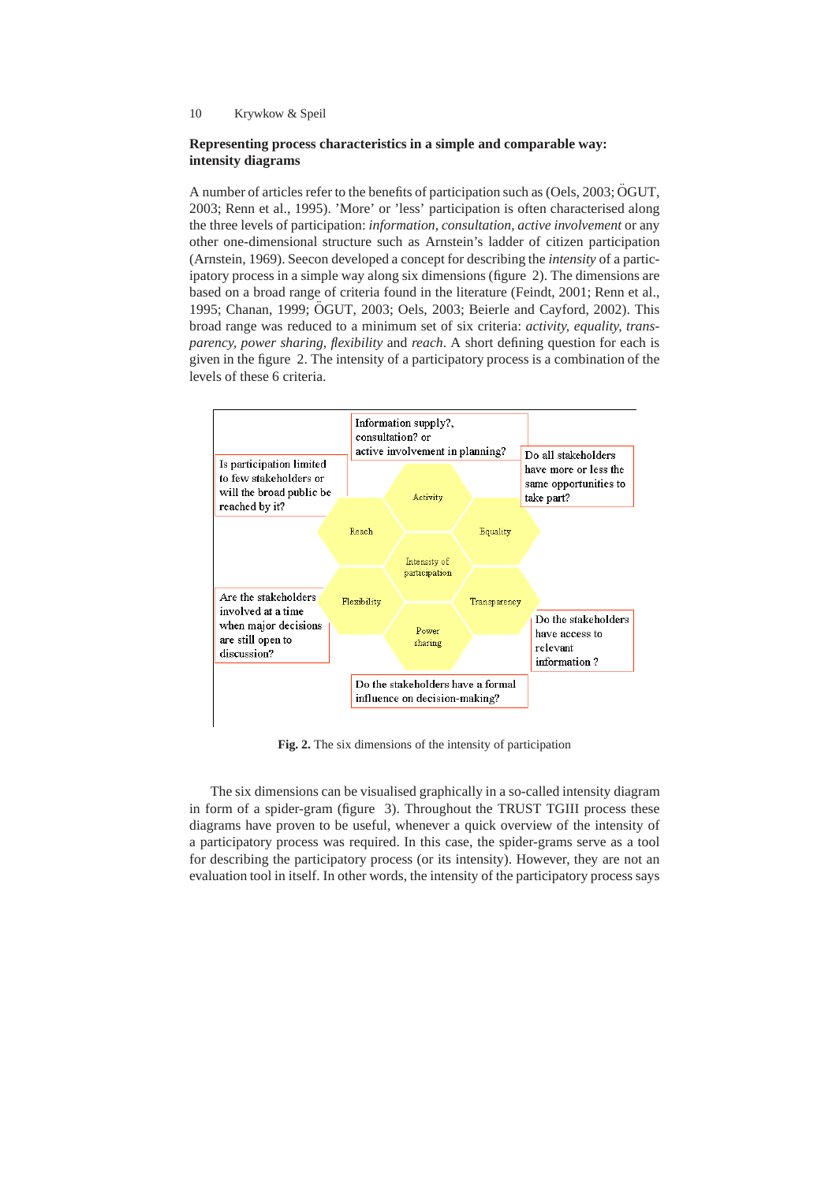### Representing process characteristics in a simple and comparable way: intensity diagrams

A number of articles refer to the benefits of participation such as (Oels, 2003; ÖGUT, 2003; Renn et al., 1995). 'More' or 'less' participation is often characterised along the three levels of participation: *information, consultation, active involvement* or any other one-dimensional structure such as Arnstein's ladder of citizen participation (Arnstein, 1969). Seecon developed a concept for describing the *intensity* of a participatory process in a simple way along six dimensions (figure 2). The dimensions are based on a broad range of criteria found in the literature (Feindt, 2001; Renn et al., 1995; Chanan, 1999; ÖGUT, 2003; Oels, 2003; Beierle and Cayford, 2002). This broad range was reduced to a minimum set of six criteria: *activity, equality, transparency, power sharing, flexibility* and *reach*. A short defining question for each is given in the figure 2. The intensity of a participatory process is a combination of the levels of these 6 criteria.

Information supply?, consultation? or active involvement in planning?

Do all stakeholders have more or less the same opportunities to take part?

Is participation limited to few stakeholders or will the broad public be reached by it?

Activity

Reach

Equality

Intensity of participation

Flexibility

Transparency

Power sharing

Are the stakeholders involved at a time when major decisions are still open to discussion?

Do the stakeholders have access to relevant information ?

Do the stakeholders have a formal influence on decision-making?

**Fig. 2.** The six dimensions of the intensity of participation

The six dimensions can be visualised graphically in a so-called intensity diagram in form of a spider-gram (figure 3). Throughout the TRUST TGIII process these diagrams have proven to be useful, whenever a quick overview of the intensity of a participatory process was required. In this case, the spider-grams serve as a tool for describing the participatory process (or its intensity). However, they are not an evaluation tool in itself. In other words, the intensity of the participatory process says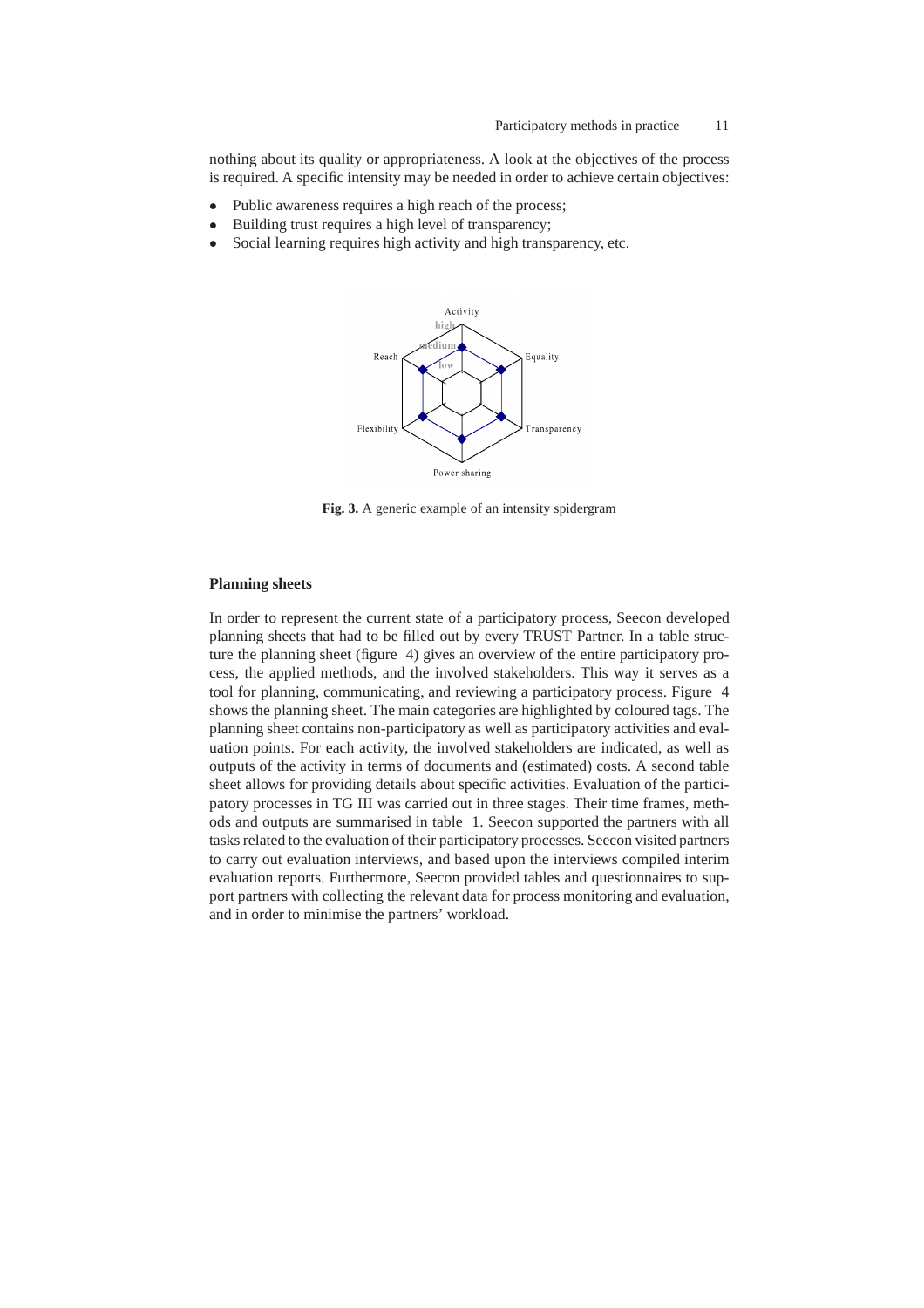nothing about its quality or appropriateness. A look at the objectives of the process is required. A specific intensity may be needed in order to achieve certain objectives:

- Public awareness requires a high reach of the process;
- Building trust requires a high level of transparency;
- Social learning requires high activity and high transparency, etc.

**Fig. 3.** A generic example of an intensity spidergram

### Planning sheets

In order to represent the current state of a participatory process, Seecon developed planning sheets that had to be filled out by every TRUST Partner. In a table structure the planning sheet (figure 4) gives an overview of the entire participatory process, the applied methods, and the involved stakeholders. This way it serves as a tool for planning, communicating, and reviewing a participatory process. Figure 4 shows the planning sheet. The main categories are highlighted by coloured tags. The planning sheet contains non-participatory as well as participatory activities and evaluation points. For each activity, the involved stakeholders are indicated, as well as outputs of the activity in terms of documents and (estimated) costs. A second table sheet allows for providing details about specific activities. Evaluation of the participatory processes in TG III was carried out in three stages. Their time frames, methods and outputs are summarised in table 1. Seecon supported the partners with all tasks related to the evaluation of their participatory processes. Seecon visited partners to carry out evaluation interviews, and based upon the interviews compiled interim evaluation reports. Furthermore, Seecon provided tables and questionnaires to support partners with collecting the relevant data for process monitoring and evaluation, and in order to minimise the partners' workload.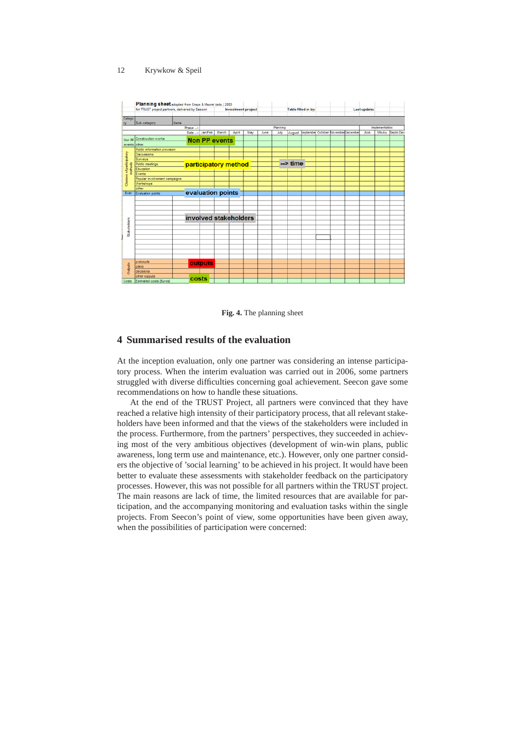**Fig. 4.** The planning sheet

## 4 Summarised results of the evaluation

At the inception evaluation, only one partner was considering an intense participatory process. When the interim evaluation was carried out in 2006, some partners struggled with diverse difficulties concerning goal achievement. Seecon gave some recommendations on how to handle these situations.

At the end of the TRUST Project, all partners were convinced that they have reached a relative high intensity of their participatory process, that all relevant stakeholders have been informed and that the views of the stakeholders were included in the process. Furthermore, from the partners' perspectives, they succeeded in achieving most of the very ambitious objectives (development of win-win plans, public awareness, long term use and maintenance, etc.). However, only one partner considers the objective of 'social learning' to be achieved in his project. It would have been better to evaluate these assessments with stakeholder feedback on the participatory processes. However, this was not possible for all partners within the TRUST project. The main reasons are lack of time, the limited resources that are available for participation, and the accompanying monitoring and evaluation tasks within the single projects. From Seecon's point of view, some opportunities have been given away, when the possibilities of participation were concerned: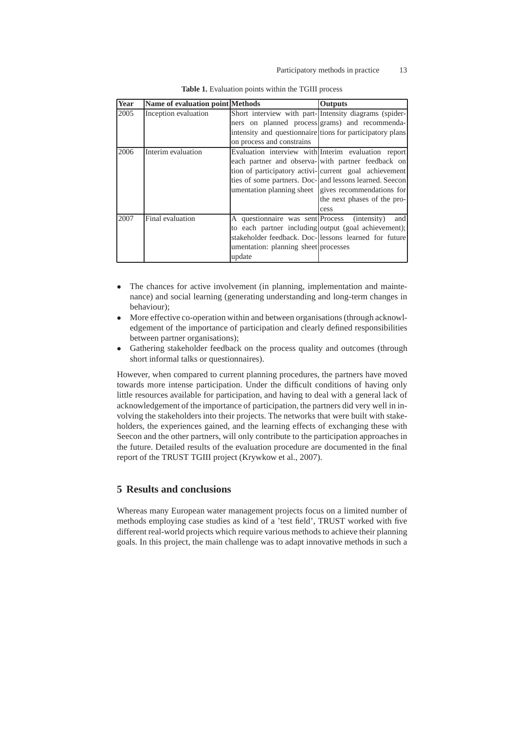**Table 1.** Evaluation points within the TGIII process

| Year | Name of evaluation point | Methods | Outputs |
|---|---|---|---|
| 2005 | Inception evaluation | Short interview with partners on planned process intensity and questionnaire on process and constrains | Intensity diagrams (spidergrams) and recommendations for participatory plans |
| 2006 | Interim evaluation | Evaluation interview with each partner and observation of participatory activities of some partners. Documentation planning sheet | Interim evaluation report with partner feedback on current goal achievement and lessons learned. Seecon gives recommendations for the next phases of the process |
| 2007 | Final evaluation | A questionnaire was sent to each partner including stakeholder feedback. Documentation: planning sheet update | Process (intensity) and output (goal achievement); lessons learned for future processes |

- The chances for active involvement (in planning, implementation and maintenance) and social learning (generating understanding and long-term changes in behaviour);
- More effective co-operation within and between organisations (through acknowledgement of the importance of participation and clearly defined responsibilities between partner organisations);
- Gathering stakeholder feedback on the process quality and outcomes (through short informal talks or questionnaires).

However, when compared to current planning procedures, the partners have moved towards more intense participation. Under the difficult conditions of having only little resources available for participation, and having to deal with a general lack of acknowledgement of the importance of participation, the partners did very well in involving the stakeholders into their projects. The networks that were built with stakeholders, the experiences gained, and the learning effects of exchanging these with Seecon and the other partners, will only contribute to the participation approaches in the future. Detailed results of the evaluation procedure are documented in the final report of the TRUST TGIII project (Krywkow et al., 2007).

## 5 Results and conclusions

Whereas many European water management projects focus on a limited number of methods employing case studies as kind of a 'test field', TRUST worked with five different real-world projects which require various methods to achieve their planning goals. In this project, the main challenge was to adapt innovative methods in such a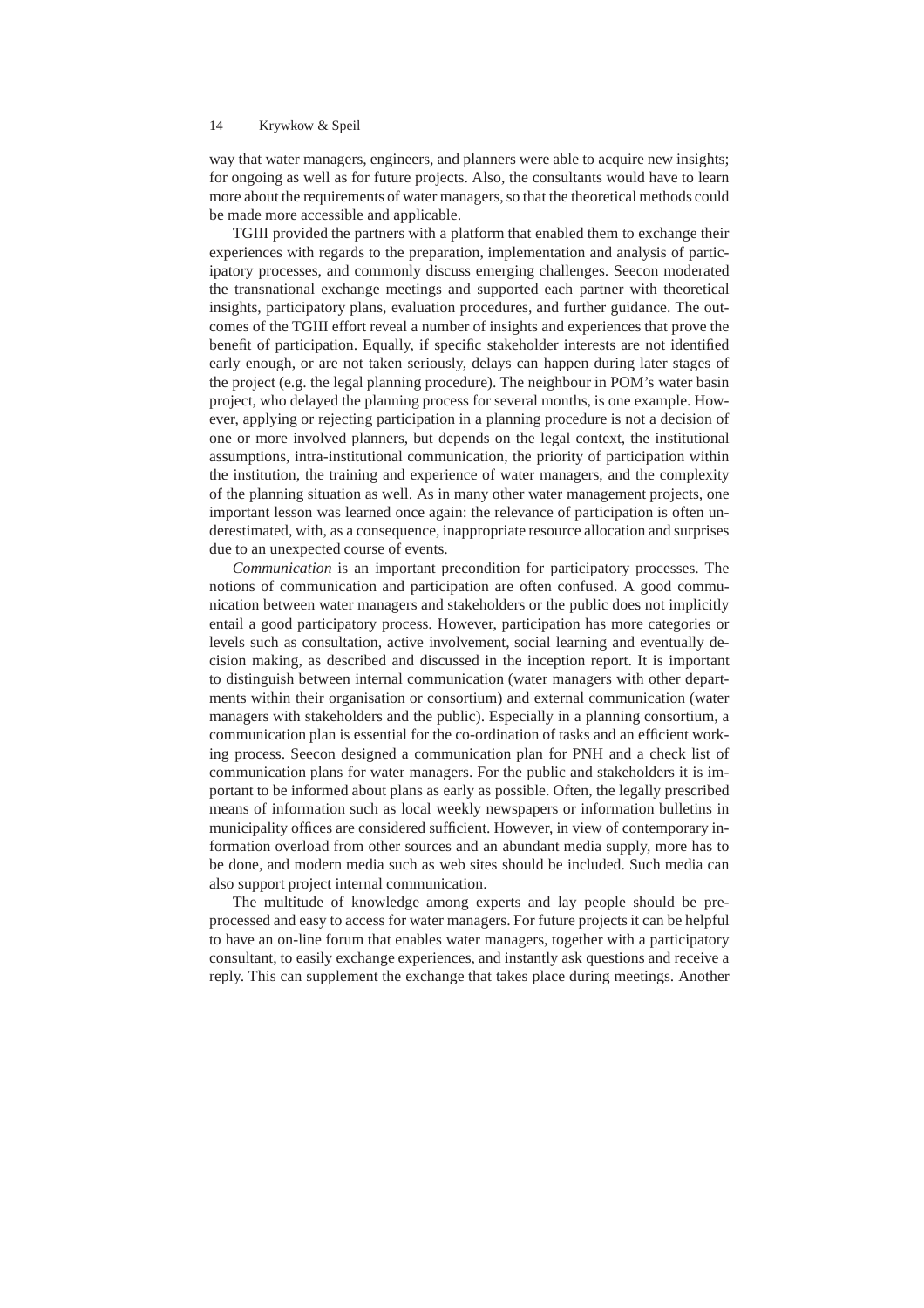way that water managers, engineers, and planners were able to acquire new insights; for ongoing as well as for future projects. Also, the consultants would have to learn more about the requirements of water managers, so that the theoretical methods could be made more accessible and applicable.

TGIII provided the partners with a platform that enabled them to exchange their experiences with regards to the preparation, implementation and analysis of participatory processes, and commonly discuss emerging challenges. Seecon moderated the transnational exchange meetings and supported each partner with theoretical insights, participatory plans, evaluation procedures, and further guidance. The outcomes of the TGIII effort reveal a number of insights and experiences that prove the benefit of participation. Equally, if specific stakeholder interests are not identified early enough, or are not taken seriously, delays can happen during later stages of the project (e.g. the legal planning procedure). The neighbour in POM's water basin project, who delayed the planning process for several months, is one example. However, applying or rejecting participation in a planning procedure is not a decision of one or more involved planners, but depends on the legal context, the institutional assumptions, intra-institutional communication, the priority of participation within the institution, the training and experience of water managers, and the complexity of the planning situation as well. As in many other water management projects, one important lesson was learned once again: the relevance of participation is often underestimated, with, as a consequence, inappropriate resource allocation and surprises due to an unexpected course of events.

*Communication* is an important precondition for participatory processes. The notions of communication and participation are often confused. A good communication between water managers and stakeholders or the public does not implicitly entail a good participatory process. However, participation has more categories or levels such as consultation, active involvement, social learning and eventually decision making, as described and discussed in the inception report. It is important to distinguish between internal communication (water managers with other departments within their organisation or consortium) and external communication (water managers with stakeholders and the public). Especially in a planning consortium, a communication plan is essential for the co-ordination of tasks and an efficient working process. Seecon designed a communication plan for PNH and a check list of communication plans for water managers. For the public and stakeholders it is important to be informed about plans as early as possible. Often, the legally prescribed means of information such as local weekly newspapers or information bulletins in municipality offices are considered sufficient. However, in view of contemporary information overload from other sources and an abundant media supply, more has to be done, and modern media such as web sites should be included. Such media can also support project internal communication.

The multitude of knowledge among experts and lay people should be preprocessed and easy to access for water managers. For future projects it can be helpful to have an on-line forum that enables water managers, together with a participatory consultant, to easily exchange experiences, and instantly ask questions and receive a reply. This can supplement the exchange that takes place during meetings. Another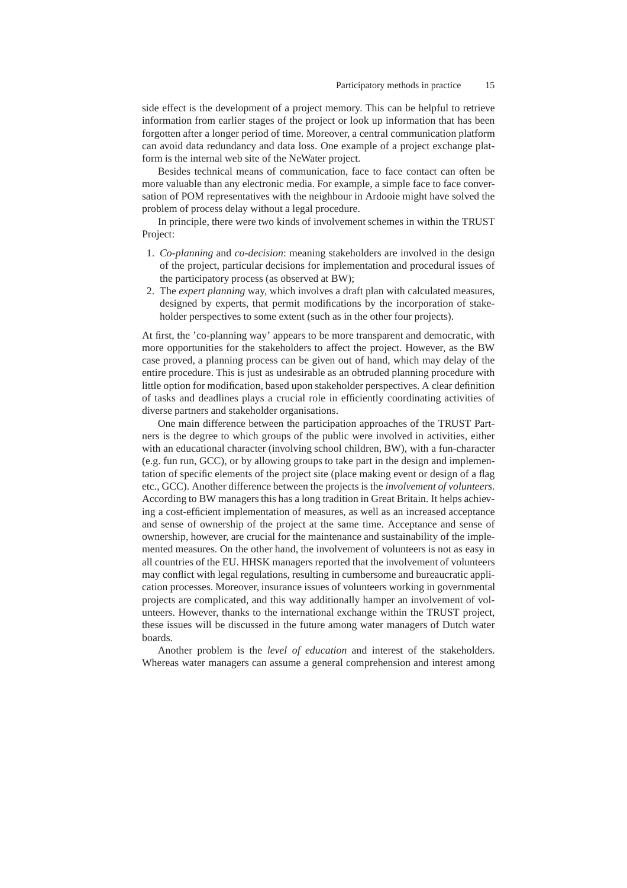side effect is the development of a project memory. This can be helpful to retrieve information from earlier stages of the project or look up information that has been forgotten after a longer period of time. Moreover, a central communication platform can avoid data redundancy and data loss. One example of a project exchange platform is the internal web site of the NeWater project.

Besides technical means of communication, face to face contact can often be more valuable than any electronic media. For example, a simple face to face conversation of POM representatives with the neighbour in Ardooie might have solved the problem of process delay without a legal procedure.

In principle, there were two kinds of involvement schemes in within the TRUST Project:

1. *Co-planning* and *co-decision*: meaning stakeholders are involved in the design of the project, particular decisions for implementation and procedural issues of the participatory process (as observed at BW);
2. The *expert planning* way, which involves a draft plan with calculated measures, designed by experts, that permit modifications by the incorporation of stakeholder perspectives to some extent (such as in the other four projects).

At first, the 'co-planning way' appears to be more transparent and democratic, with more opportunities for the stakeholders to affect the project. However, as the BW case proved, a planning process can be given out of hand, which may delay of the entire procedure. This is just as undesirable as an obtruded planning procedure with little option for modification, based upon stakeholder perspectives. A clear definition of tasks and deadlines plays a crucial role in efficiently coordinating activities of diverse partners and stakeholder organisations.

One main difference between the participation approaches of the TRUST Partners is the degree to which groups of the public were involved in activities, either with an educational character (involving school children, BW), with a fun-character (e.g. fun run, GCC), or by allowing groups to take part in the design and implementation of specific elements of the project site (place making event or design of a flag etc., GCC). Another difference between the projects is the *involvement of volunteers*. According to BW managers this has a long tradition in Great Britain. It helps achieving a cost-efficient implementation of measures, as well as an increased acceptance and sense of ownership of the project at the same time. Acceptance and sense of ownership, however, are crucial for the maintenance and sustainability of the implemented measures. On the other hand, the involvement of volunteers is not as easy in all countries of the EU. HHSK managers reported that the involvement of volunteers may conflict with legal regulations, resulting in cumbersome and bureaucratic application processes. Moreover, insurance issues of volunteers working in governmental projects are complicated, and this way additionally hamper an involvement of volunteers. However, thanks to the international exchange within the TRUST project, these issues will be discussed in the future among water managers of Dutch water boards.

Another problem is the *level of education* and interest of the stakeholders. Whereas water managers can assume a general comprehension and interest among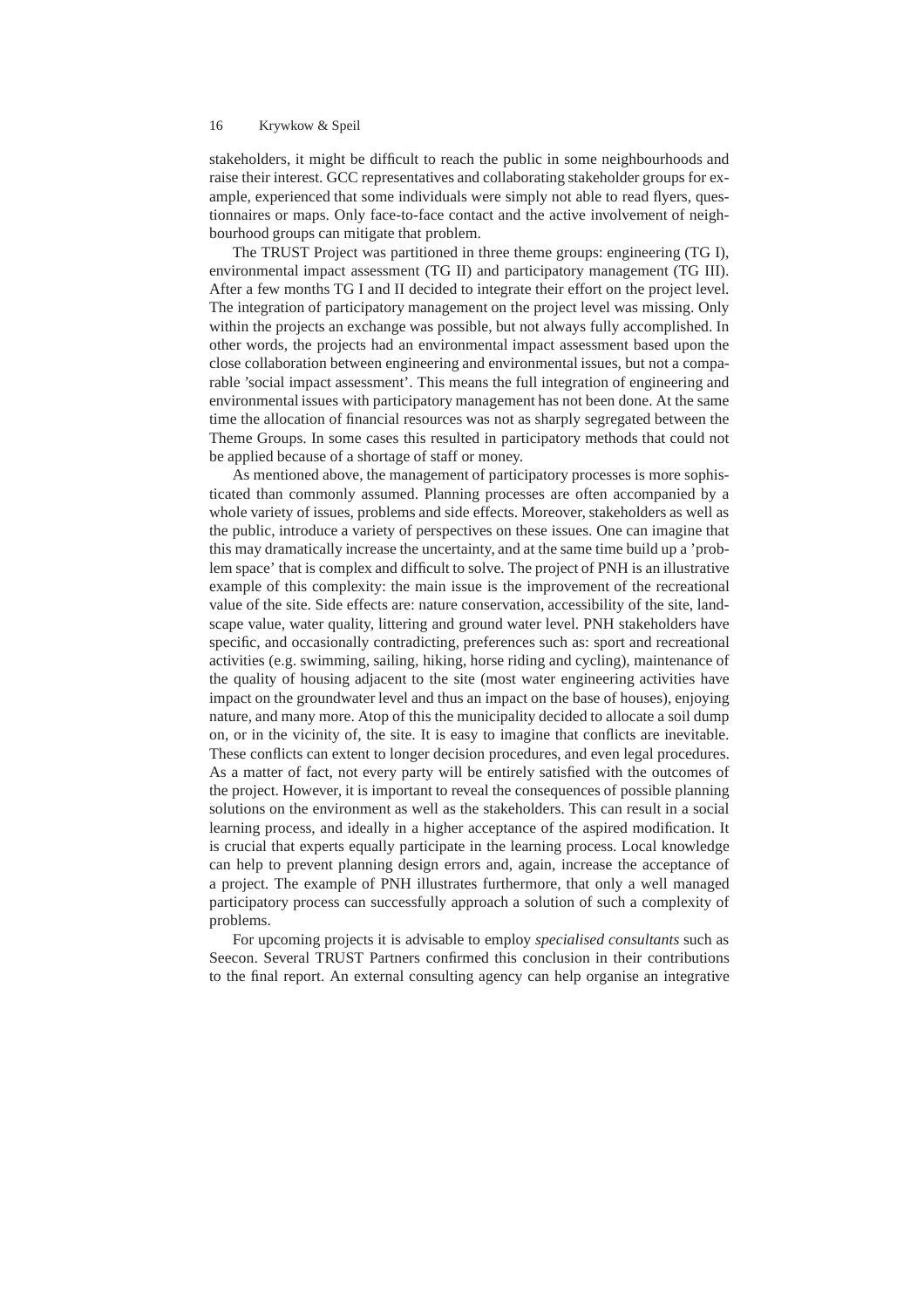stakeholders, it might be difficult to reach the public in some neighbourhoods and raise their interest. GCC representatives and collaborating stakeholder groups for example, experienced that some individuals were simply not able to read flyers, questionnaires or maps. Only face-to-face contact and the active involvement of neighbourhood groups can mitigate that problem.

The TRUST Project was partitioned in three theme groups: engineering (TG I), environmental impact assessment (TG II) and participatory management (TG III). After a few months TG I and II decided to integrate their effort on the project level. The integration of participatory management on the project level was missing. Only within the projects an exchange was possible, but not always fully accomplished. In other words, the projects had an environmental impact assessment based upon the close collaboration between engineering and environmental issues, but not a comparable 'social impact assessment'. This means the full integration of engineering and environmental issues with participatory management has not been done. At the same time the allocation of financial resources was not as sharply segregated between the Theme Groups. In some cases this resulted in participatory methods that could not be applied because of a shortage of staff or money.

As mentioned above, the management of participatory processes is more sophisticated than commonly assumed. Planning processes are often accompanied by a whole variety of issues, problems and side effects. Moreover, stakeholders as well as the public, introduce a variety of perspectives on these issues. One can imagine that this may dramatically increase the uncertainty, and at the same time build up a 'problem space' that is complex and difficult to solve. The project of PNH is an illustrative example of this complexity: the main issue is the improvement of the recreational value of the site. Side effects are: nature conservation, accessibility of the site, landscape value, water quality, littering and ground water level. PNH stakeholders have specific, and occasionally contradicting, preferences such as: sport and recreational activities (e.g. swimming, sailing, hiking, horse riding and cycling), maintenance of the quality of housing adjacent to the site (most water engineering activities have impact on the groundwater level and thus an impact on the base of houses), enjoying nature, and many more. Atop of this the municipality decided to allocate a soil dump on, or in the vicinity of, the site. It is easy to imagine that conflicts are inevitable. These conflicts can extent to longer decision procedures, and even legal procedures. As a matter of fact, not every party will be entirely satisfied with the outcomes of the project. However, it is important to reveal the consequences of possible planning solutions on the environment as well as the stakeholders. This can result in a social learning process, and ideally in a higher acceptance of the aspired modification. It is crucial that experts equally participate in the learning process. Local knowledge can help to prevent planning design errors and, again, increase the acceptance of a project. The example of PNH illustrates furthermore, that only a well managed participatory process can successfully approach a solution of such a complexity of problems.

For upcoming projects it is advisable to employ *specialised consultants* such as Seecon. Several TRUST Partners confirmed this conclusion in their contributions to the final report. An external consulting agency can help organise an integrative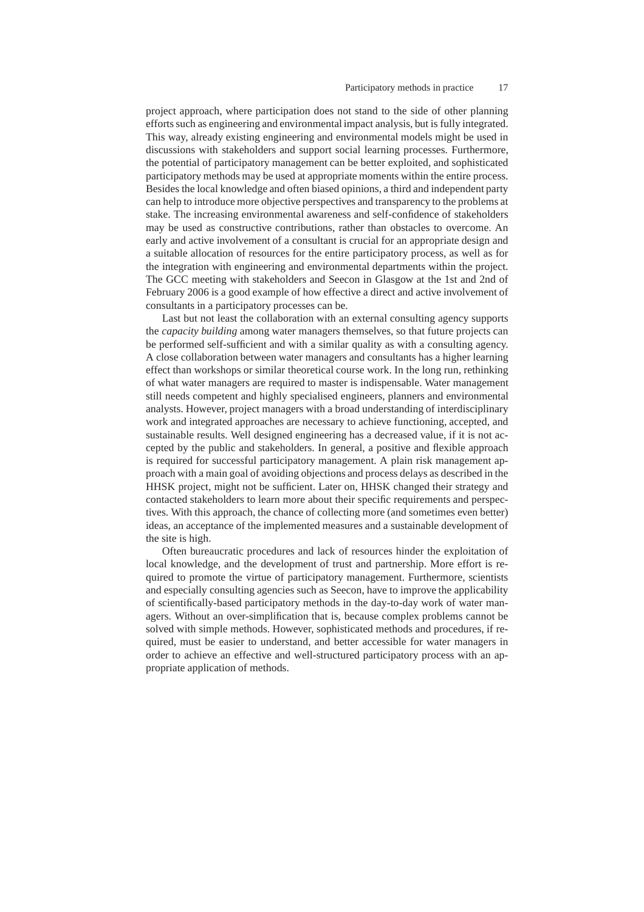project approach, where participation does not stand to the side of other planning efforts such as engineering and environmental impact analysis, but is fully integrated. This way, already existing engineering and environmental models might be used in discussions with stakeholders and support social learning processes. Furthermore, the potential of participatory management can be better exploited, and sophisticated participatory methods may be used at appropriate moments within the entire process. Besides the local knowledge and often biased opinions, a third and independent party can help to introduce more objective perspectives and transparency to the problems at stake. The increasing environmental awareness and self-confidence of stakeholders may be used as constructive contributions, rather than obstacles to overcome. An early and active involvement of a consultant is crucial for an appropriate design and a suitable allocation of resources for the entire participatory process, as well as for the integration with engineering and environmental departments within the project. The GCC meeting with stakeholders and Seecon in Glasgow at the 1st and 2nd of February 2006 is a good example of how effective a direct and active involvement of consultants in a participatory processes can be.

Last but not least the collaboration with an external consulting agency supports the *capacity building* among water managers themselves, so that future projects can be performed self-sufficient and with a similar quality as with a consulting agency. A close collaboration between water managers and consultants has a higher learning effect than workshops or similar theoretical course work. In the long run, rethinking of what water managers are required to master is indispensable. Water management still needs competent and highly specialised engineers, planners and environmental analysts. However, project managers with a broad understanding of interdisciplinary work and integrated approaches are necessary to achieve functioning, accepted, and sustainable results. Well designed engineering has a decreased value, if it is not accepted by the public and stakeholders. In general, a positive and flexible approach is required for successful participatory management. A plain risk management approach with a main goal of avoiding objections and process delays as described in the HHSK project, might not be sufficient. Later on, HHSK changed their strategy and contacted stakeholders to learn more about their specific requirements and perspectives. With this approach, the chance of collecting more (and sometimes even better) ideas, an acceptance of the implemented measures and a sustainable development of the site is high.

Often bureaucratic procedures and lack of resources hinder the exploitation of local knowledge, and the development of trust and partnership. More effort is required to promote the virtue of participatory management. Furthermore, scientists and especially consulting agencies such as Seecon, have to improve the applicability of scientifically-based participatory methods in the day-to-day work of water managers. Without an over-simplification that is, because complex problems cannot be solved with simple methods. However, sophisticated methods and procedures, if required, must be easier to understand, and better accessible for water managers in order to achieve an effective and well-structured participatory process with an appropriate application of methods.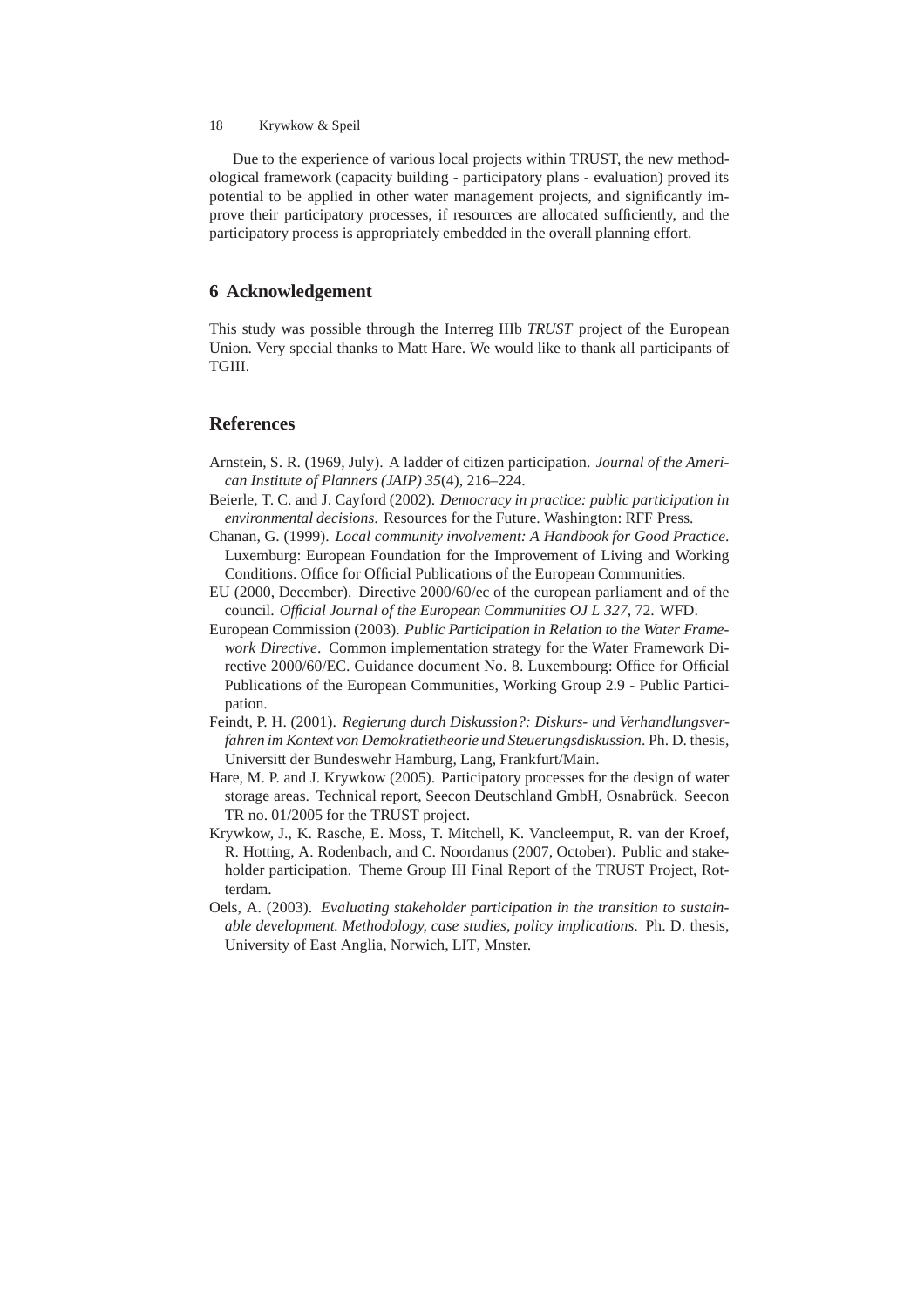Due to the experience of various local projects within TRUST, the new methodological framework (capacity building - participatory plans - evaluation) proved its potential to be applied in other water management projects, and significantly improve their participatory processes, if resources are allocated sufficiently, and the participatory process is appropriately embedded in the overall planning effort.

## 6 Acknowledgement

This study was possible through the Interreg IIIb *TRUST* project of the European Union. Very special thanks to Matt Hare. We would like to thank all participants of TGIII.

## References

Arnstein, S. R. (1969, July). A ladder of citizen participation. *Journal of the American Institute of Planners (JAIP) 35*(4), 216–224.

Beierle, T. C. and J. Cayford (2002). *Democracy in practice: public participation in environmental decisions*. Resources for the Future. Washington: RFF Press.

Chanan, G. (1999). *Local community involvement: A Handbook for Good Practice*. Luxemburg: European Foundation for the Improvement of Living and Working Conditions. Office for Official Publications of the European Communities.

EU (2000, December). Directive 2000/60/ec of the european parliament and of the council. *Official Journal of the European Communities OJ L 327*, 72. WFD.

European Commission (2003). *Public Participation in Relation to the Water Framework Directive*. Common implementation strategy for the Water Framework Directive 2000/60/EC. Guidance document No. 8. Luxembourg: Office for Official Publications of the European Communities, Working Group 2.9 - Public Participation.

Feindt, P. H. (2001). *Regierung durch Diskussion?: Diskurs- und Verhandlungsverfahren im Kontext von Demokratietheorie und Steuerungsdiskussion*. Ph. D. thesis, Universitt der Bundeswehr Hamburg, Lang, Frankfurt/Main.

Hare, M. P. and J. Krywkow (2005). Participatory processes for the design of water storage areas. Technical report, Seecon Deutschland GmbH, Osnabrück. Seecon TR no. 01/2005 for the TRUST project.

Krywkow, J., K. Rasche, E. Moss, T. Mitchell, K. Vancleemput, R. van der Kroef, R. Hotting, A. Rodenbach, and C. Noordanus (2007, October). Public and stakeholder participation. Theme Group III Final Report of the TRUST Project, Rotterdam.

Oels, A. (2003). *Evaluating stakeholder participation in the transition to sustainable development. Methodology, case studies, policy implications*. Ph. D. thesis, University of East Anglia, Norwich, LIT, Mnster.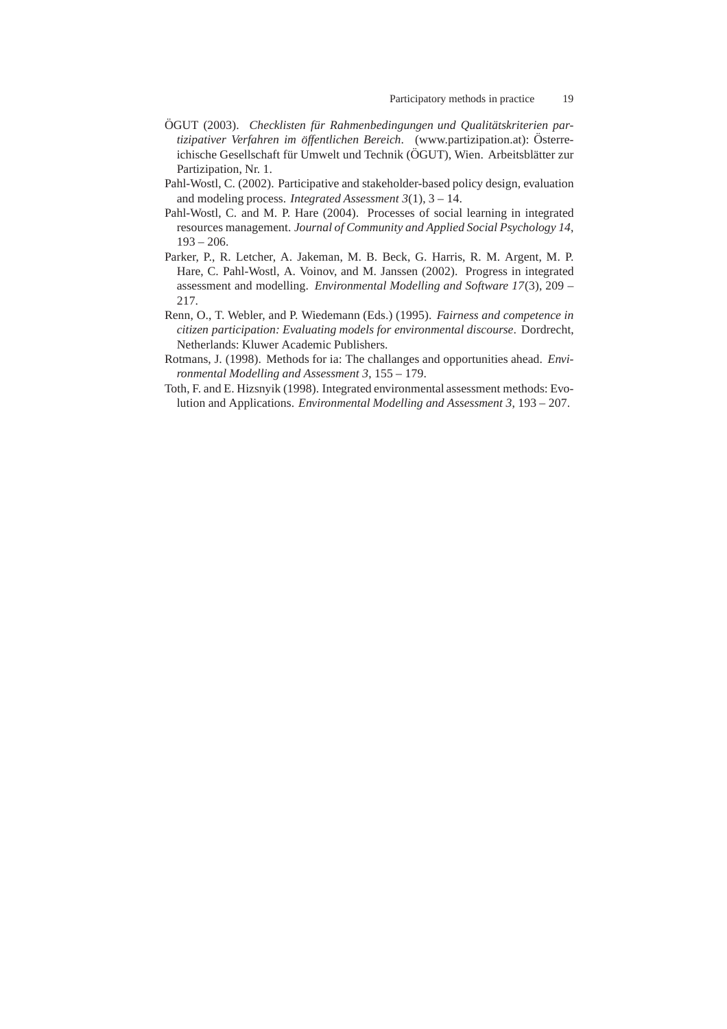ÖGUT (2003). *Checklisten für Rahmenbedingungen und Qualitätskriterien partizipativer Verfahren im öffentlichen Bereich*. (www.partizipation.at): Österreichische Gesellschaft für Umwelt und Technik (ÖGUT), Wien. Arbeitsblätter zur Partizipation, Nr. 1.

Pahl-Wostl, C. (2002). Participative and stakeholder-based policy design, evaluation and modeling process. *Integrated Assessment 3*(1), 3 – 14.

Pahl-Wostl, C. and M. P. Hare (2004). Processes of social learning in integrated resources management. *Journal of Community and Applied Social Psychology 14*, 193 – 206.

Parker, P., R. Letcher, A. Jakeman, M. B. Beck, G. Harris, R. M. Argent, M. P. Hare, C. Pahl-Wostl, A. Voinov, and M. Janssen (2002). Progress in integrated assessment and modelling. *Environmental Modelling and Software 17*(3), 209 – 217.

Renn, O., T. Webler, and P. Wiedemann (Eds.) (1995). *Fairness and competence in citizen participation: Evaluating models for environmental discourse*. Dordrecht, Netherlands: Kluwer Academic Publishers.

Rotmans, J. (1998). Methods for ia: The challanges and opportunities ahead. *Environmental Modelling and Assessment 3*, 155 – 179.

Toth, F. and E. Hizsnyik (1998). Integrated environmental assessment methods: Evolution and Applications. *Environmental Modelling and Assessment 3*, 193 – 207.